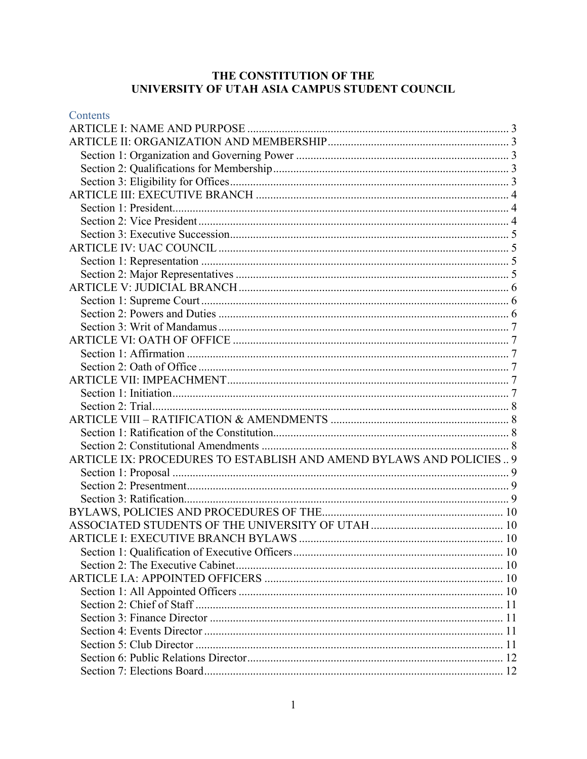# THE CONSTITUTION OF THE UNIVERSITY OF UTAH ASIA CAMPUS STUDENT COUNCIL

## Contents

ARTICLE I: NAME AND PURPOSE .......... 3
ARTICLE II: ORGANIZATION AND MEMBERSHIP .......... 3
- Section 1: Organization and Governing Power .......... 3
- Section 2: Qualifications for Membership .......... 3
- Section 3: Eligibility for Offices .......... 3

ARTICLE III: EXECUTIVE BRANCH .......... 4
- Section 1: President .......... 4
- Section 2: Vice President .......... 4
- Section 3: Executive Succession .......... 5

ARTICLE IV: UAC COUNCIL .......... 5
- Section 1: Representation .......... 5
- Section 2: Major Representatives .......... 5

ARTICLE V: JUDICIAL BRANCH .......... 6
- Section 1: Supreme Court .......... 6
- Section 2: Powers and Duties .......... 6
- Section 3: Writ of Mandamus .......... 7

ARTICLE VI: OATH OF OFFICE .......... 7
- Section 1: Affirmation .......... 7
- Section 2: Oath of Office .......... 7

ARTICLE VII: IMPEACHMENT .......... 7
- Section 1: Initiation .......... 7
- Section 2: Trial .......... 8

ARTICLE VIII – RATIFICATION & AMENDMENTS .......... 8
- Section 1: Ratification of the Constitution .......... 8
- Section 2: Constitutional Amendments .......... 8

ARTICLE IX: PROCEDURES TO ESTABLISH AND AMEND BYLAWS AND POLICIES .......... 9
- Section 1: Proposal .......... 9
- Section 2: Presentment .......... 9
- Section 3: Ratification .......... 9

BYLAWS, POLICIES AND PROCEDURES OF THE .......... 10
ASSOCIATED STUDENTS OF THE UNIVERSITY OF UTAH .......... 10
ARTICLE I: EXECUTIVE BRANCH BYLAWS .......... 10
- Section 1: Qualification of Executive Officers .......... 10
- Section 2: The Executive Cabinet .......... 10

ARTICLE I.A: APPOINTED OFFICERS .......... 10
- Section 1: All Appointed Officers .......... 10
- Section 2: Chief of Staff .......... 11
- Section 3: Finance Director .......... 11
- Section 4: Events Director .......... 11
- Section 5: Club Director .......... 11
- Section 6: Public Relations Director .......... 12
- Section 7: Elections Board .......... 12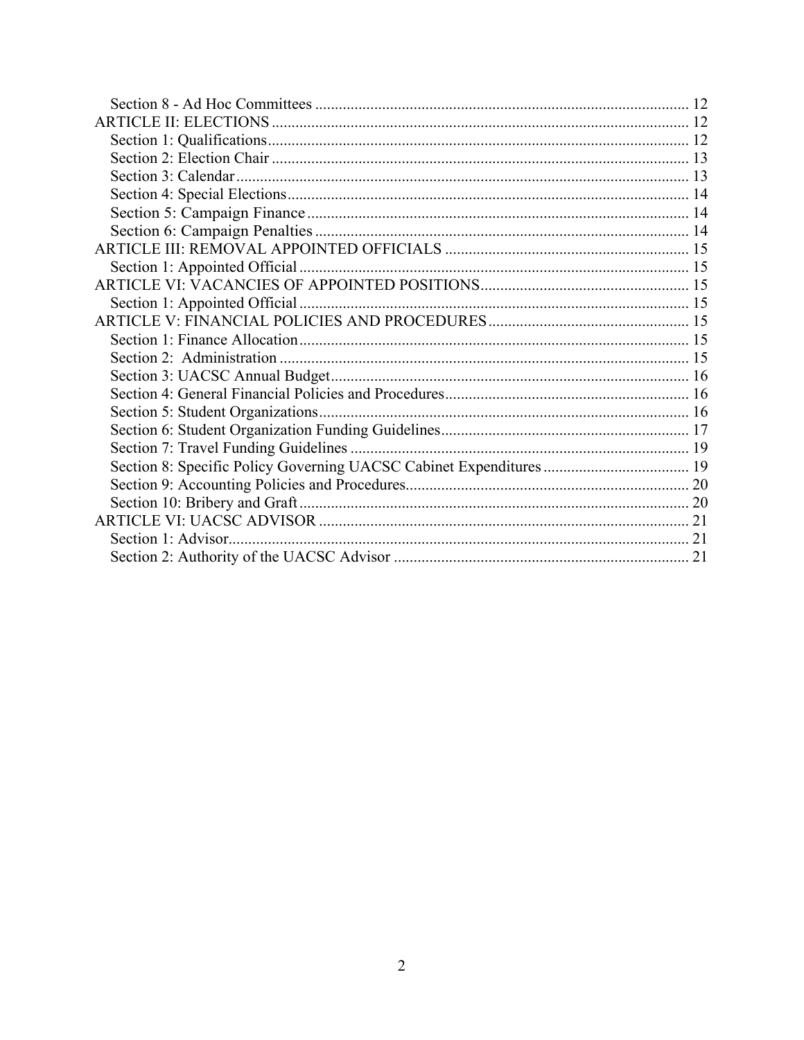Section 8 - Ad Hoc Committees ..... 12
ARTICLE II: ELECTIONS ..... 12
Section 1: Qualifications ..... 12
Section 2: Election Chair ..... 13
Section 3: Calendar ..... 13
Section 4: Special Elections ..... 14
Section 5: Campaign Finance ..... 14
Section 6: Campaign Penalties ..... 14
ARTICLE III: REMOVAL APPOINTED OFFICIALS ..... 15
Section 1: Appointed Official ..... 15
ARTICLE VI: VACANCIES OF APPOINTED POSITIONS ..... 15
Section 1: Appointed Official ..... 15
ARTICLE V: FINANCIAL POLICIES AND PROCEDURES ..... 15
Section 1: Finance Allocation ..... 15
Section 2: Administration ..... 15
Section 3: UACSC Annual Budget ..... 16
Section 4: General Financial Policies and Procedures ..... 16
Section 5: Student Organizations ..... 16
Section 6: Student Organization Funding Guidelines ..... 17
Section 7: Travel Funding Guidelines ..... 19
Section 8: Specific Policy Governing UACSC Cabinet Expenditures ..... 19
Section 9: Accounting Policies and Procedures ..... 20
Section 10: Bribery and Graft ..... 20
ARTICLE VI: UACSC ADVISOR ..... 21
Section 1: Advisor ..... 21
Section 2: Authority of the UACSC Advisor ..... 21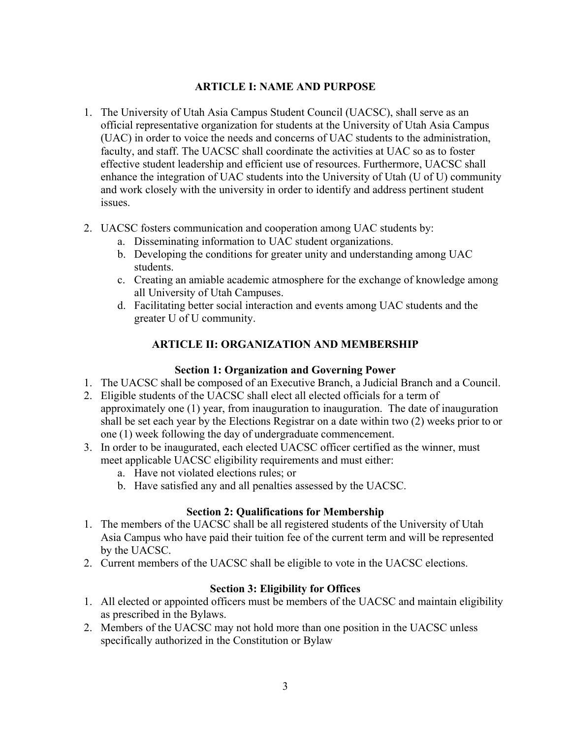## ARTICLE I: NAME AND PURPOSE

1. The University of Utah Asia Campus Student Council (UACSC), shall serve as an official representative organization for students at the University of Utah Asia Campus (UAC) in order to voice the needs and concerns of UAC students to the administration, faculty, and staff. The UACSC shall coordinate the activities at UAC so as to foster effective student leadership and efficient use of resources. Furthermore, UACSC shall enhance the integration of UAC students into the University of Utah (U of U) community and work closely with the university in order to identify and address pertinent student issues.

2. UACSC fosters communication and cooperation among UAC students by:
   a. Disseminating information to UAC student organizations.
   b. Developing the conditions for greater unity and understanding among UAC students.
   c. Creating an amiable academic atmosphere for the exchange of knowledge among all University of Utah Campuses.
   d. Facilitating better social interaction and events among UAC students and the greater U of U community.

## ARTICLE II: ORGANIZATION AND MEMBERSHIP

### Section 1: Organization and Governing Power

1. The UACSC shall be composed of an Executive Branch, a Judicial Branch and a Council.
2. Eligible students of the UACSC shall elect all elected officials for a term of approximately one (1) year, from inauguration to inauguration. The date of inauguration shall be set each year by the Elections Registrar on a date within two (2) weeks prior to or one (1) week following the day of undergraduate commencement.
3. In order to be inaugurated, each elected UACSC officer certified as the winner, must meet applicable UACSC eligibility requirements and must either:
   a. Have not violated elections rules; or
   b. Have satisfied any and all penalties assessed by the UACSC.

### Section 2: Qualifications for Membership

1. The members of the UACSC shall be all registered students of the University of Utah Asia Campus who have paid their tuition fee of the current term and will be represented by the UACSC.
2. Current members of the UACSC shall be eligible to vote in the UACSC elections.

### Section 3: Eligibility for Offices

1. All elected or appointed officers must be members of the UACSC and maintain eligibility as prescribed in the Bylaws.
2. Members of the UACSC may not hold more than one position in the UACSC unless specifically authorized in the Constitution or Bylaw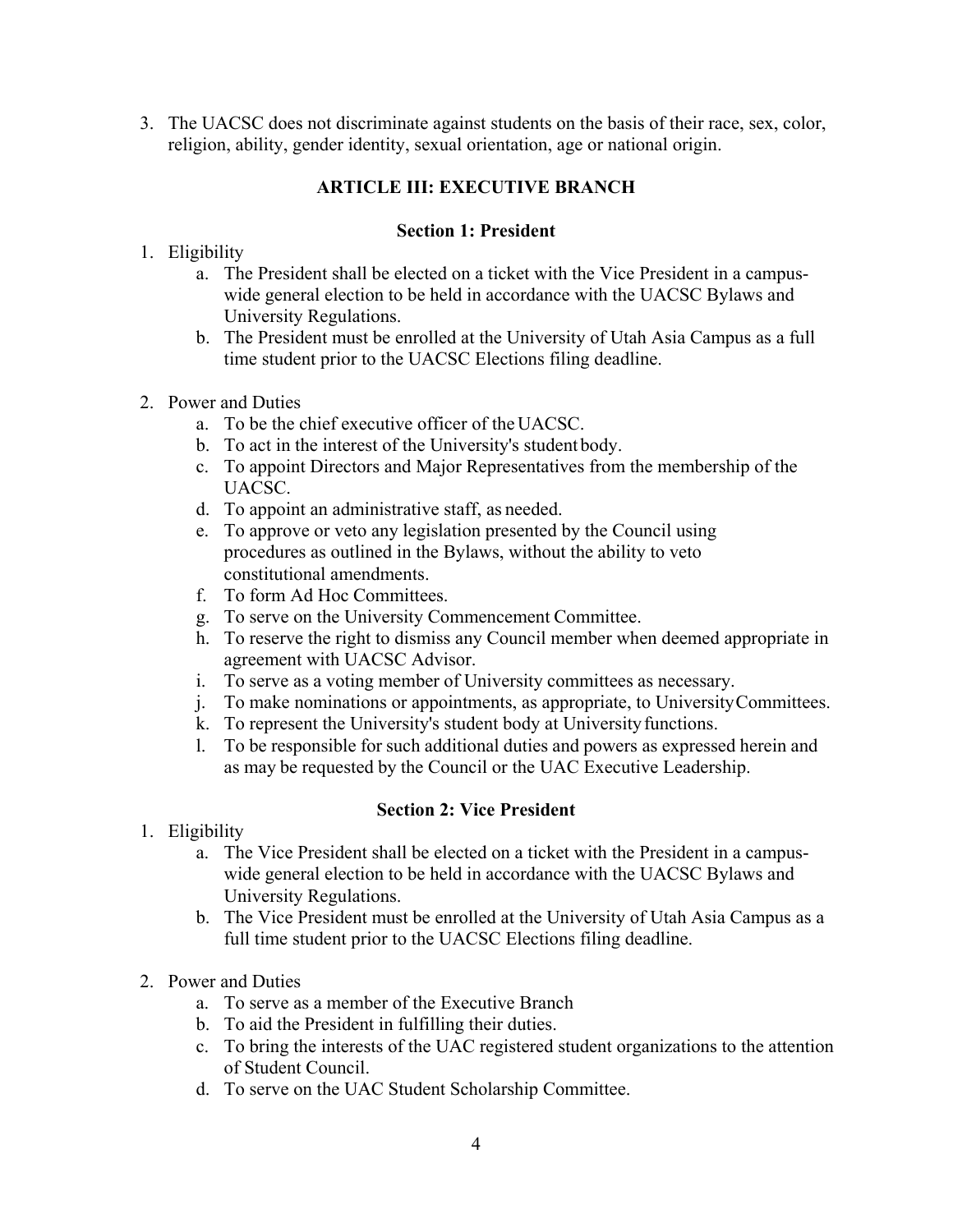3. The UACSC does not discriminate against students on the basis of their race, sex, color, religion, ability, gender identity, sexual orientation, age or national origin.

## ARTICLE III: EXECUTIVE BRANCH

### Section 1: President

1. Eligibility
   a. The President shall be elected on a ticket with the Vice President in a campus-wide general election to be held in accordance with the UACSC Bylaws and University Regulations.
   b. The President must be enrolled at the University of Utah Asia Campus as a full time student prior to the UACSC Elections filing deadline.

2. Power and Duties
   a. To be the chief executive officer of the UACSC.
   b. To act in the interest of the University's student body.
   c. To appoint Directors and Major Representatives from the membership of the UACSC.
   d. To appoint an administrative staff, as needed.
   e. To approve or veto any legislation presented by the Council using procedures as outlined in the Bylaws, without the ability to veto constitutional amendments.
   f. To form Ad Hoc Committees.
   g. To serve on the University Commencement Committee.
   h. To reserve the right to dismiss any Council member when deemed appropriate in agreement with UACSC Advisor.
   i. To serve as a voting member of University committees as necessary.
   j. To make nominations or appointments, as appropriate, to University Committees.
   k. To represent the University's student body at University functions.
   l. To be responsible for such additional duties and powers as expressed herein and as may be requested by the Council or the UAC Executive Leadership.

### Section 2: Vice President

1. Eligibility
   a. The Vice President shall be elected on a ticket with the President in a campus-wide general election to be held in accordance with the UACSC Bylaws and University Regulations.
   b. The Vice President must be enrolled at the University of Utah Asia Campus as a full time student prior to the UACSC Elections filing deadline.

2. Power and Duties
   a. To serve as a member of the Executive Branch
   b. To aid the President in fulfilling their duties.
   c. To bring the interests of the UAC registered student organizations to the attention of Student Council.
   d. To serve on the UAC Student Scholarship Committee.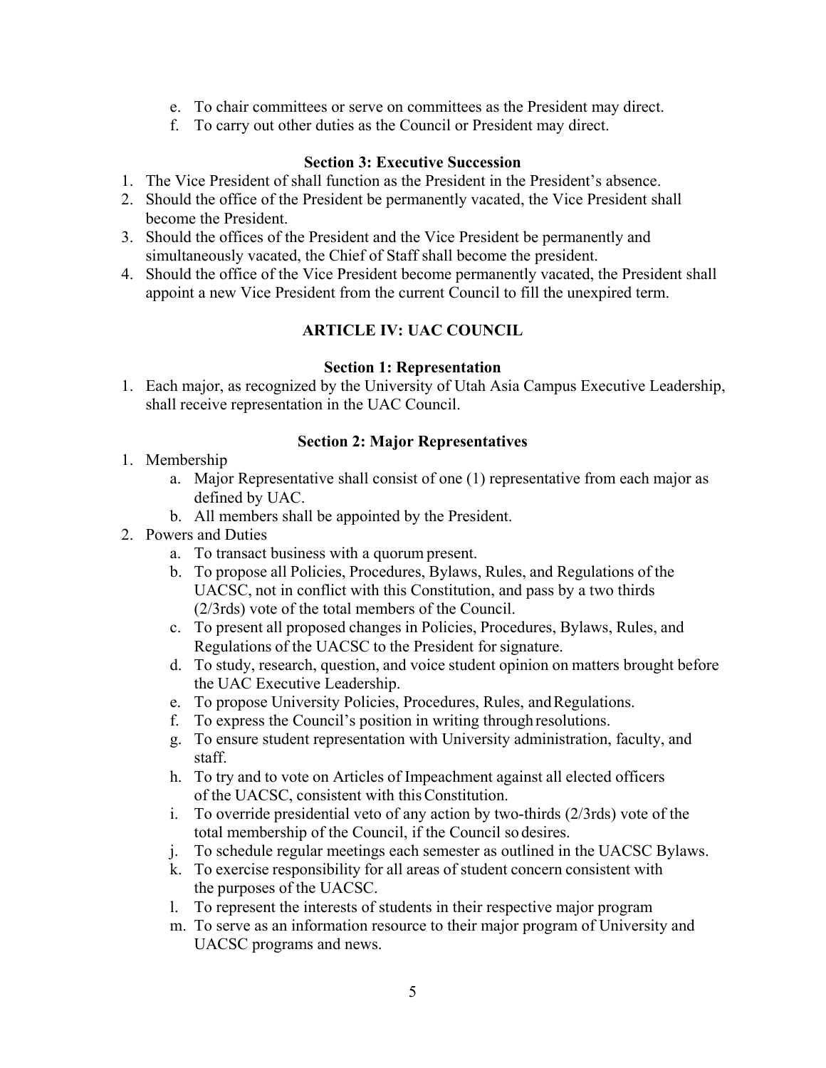e. To chair committees or serve on committees as the President may direct.
f. To carry out other duties as the Council or President may direct.

### Section 3: Executive Succession

1. The Vice President of shall function as the President in the President's absence.
2. Should the office of the President be permanently vacated, the Vice President shall become the President.
3. Should the offices of the President and the Vice President be permanently and simultaneously vacated, the Chief of Staff shall become the president.
4. Should the office of the Vice President become permanently vacated, the President shall appoint a new Vice President from the current Council to fill the unexpired term.

## ARTICLE IV: UAC COUNCIL

### Section 1: Representation

1. Each major, as recognized by the University of Utah Asia Campus Executive Leadership, shall receive representation in the UAC Council.

### Section 2: Major Representatives

1. Membership
   a. Major Representative shall consist of one (1) representative from each major as defined by UAC.
   b. All members shall be appointed by the President.
2. Powers and Duties
   a. To transact business with a quorum present.
   b. To propose all Policies, Procedures, Bylaws, Rules, and Regulations of the UACSC, not in conflict with this Constitution, and pass by a two thirds (2/3rds) vote of the total members of the Council.
   c. To present all proposed changes in Policies, Procedures, Bylaws, Rules, and Regulations of the UACSC to the President for signature.
   d. To study, research, question, and voice student opinion on matters brought before the UAC Executive Leadership.
   e. To propose University Policies, Procedures, Rules, and Regulations.
   f. To express the Council's position in writing through resolutions.
   g. To ensure student representation with University administration, faculty, and staff.
   h. To try and to vote on Articles of Impeachment against all elected officers of the UACSC, consistent with this Constitution.
   i. To override presidential veto of any action by two-thirds (2/3rds) vote of the total membership of the Council, if the Council so desires.
   j. To schedule regular meetings each semester as outlined in the UACSC Bylaws.
   k. To exercise responsibility for all areas of student concern consistent with the purposes of the UACSC.
   l. To represent the interests of students in their respective major program
   m. To serve as an information resource to their major program of University and UACSC programs and news.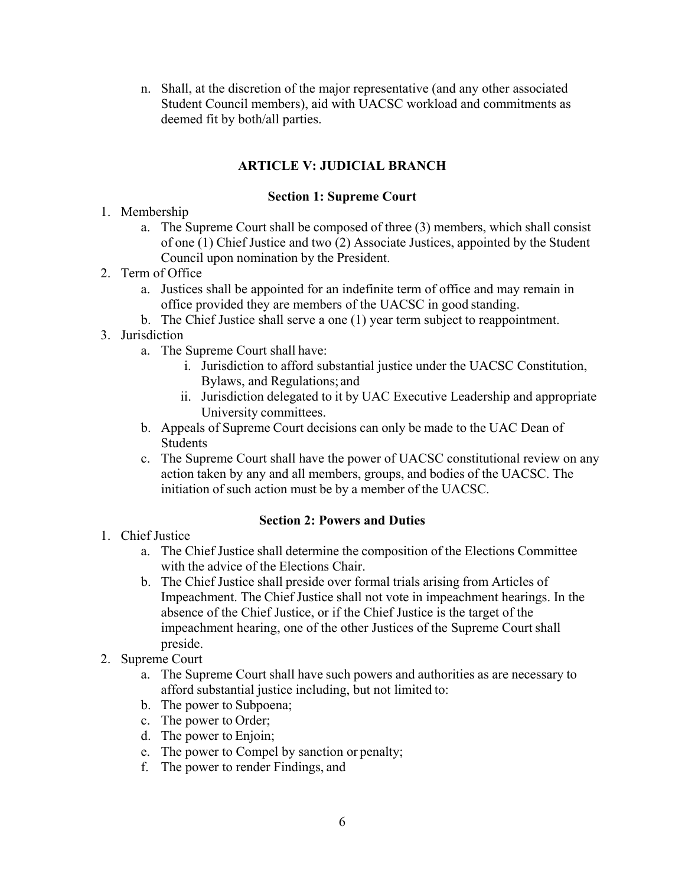n. Shall, at the discretion of the major representative (and any other associated Student Council members), aid with UACSC workload and commitments as deemed fit by both/all parties.

## ARTICLE V: JUDICIAL BRANCH

### Section 1: Supreme Court

1. Membership
    a. The Supreme Court shall be composed of three (3) members, which shall consist of one (1) Chief Justice and two (2) Associate Justices, appointed by the Student Council upon nomination by the President.
2. Term of Office
    a. Justices shall be appointed for an indefinite term of office and may remain in office provided they are members of the UACSC in good standing.
    b. The Chief Justice shall serve a one (1) year term subject to reappointment.
3. Jurisdiction
    a. The Supreme Court shall have:
        i. Jurisdiction to afford substantial justice under the UACSC Constitution, Bylaws, and Regulations; and
        ii. Jurisdiction delegated to it by UAC Executive Leadership and appropriate University committees.
    b. Appeals of Supreme Court decisions can only be made to the UAC Dean of Students
    c. The Supreme Court shall have the power of UACSC constitutional review on any action taken by any and all members, groups, and bodies of the UACSC. The initiation of such action must be by a member of the UACSC.

### Section 2: Powers and Duties

1. Chief Justice
    a. The Chief Justice shall determine the composition of the Elections Committee with the advice of the Elections Chair.
    b. The Chief Justice shall preside over formal trials arising from Articles of Impeachment. The Chief Justice shall not vote in impeachment hearings. In the absence of the Chief Justice, or if the Chief Justice is the target of the impeachment hearing, one of the other Justices of the Supreme Court shall preside.
2. Supreme Court
    a. The Supreme Court shall have such powers and authorities as are necessary to afford substantial justice including, but not limited to:
    b. The power to Subpoena;
    c. The power to Order;
    d. The power to Enjoin;
    e. The power to Compel by sanction or penalty;
    f. The power to render Findings, and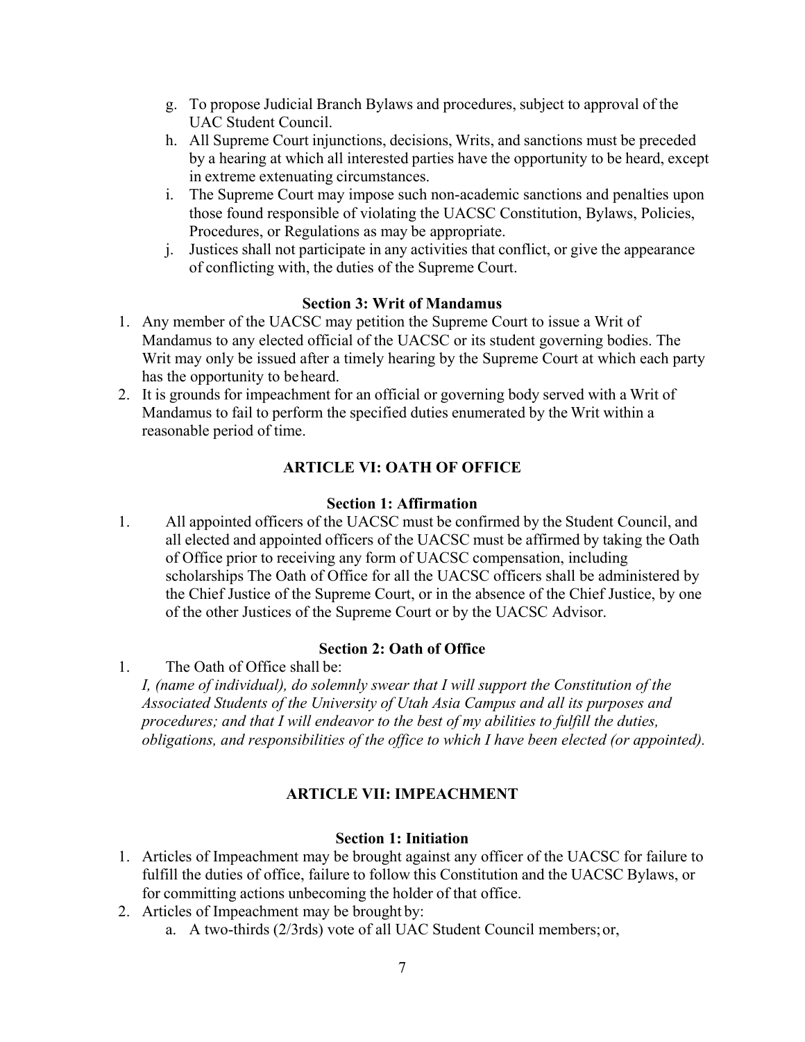g. To propose Judicial Branch Bylaws and procedures, subject to approval of the UAC Student Council.
   h. All Supreme Court injunctions, decisions, Writs, and sanctions must be preceded by a hearing at which all interested parties have the opportunity to be heard, except in extreme extenuating circumstances.
   i. The Supreme Court may impose such non-academic sanctions and penalties upon those found responsible of violating the UACSC Constitution, Bylaws, Policies, Procedures, or Regulations as may be appropriate.
   j. Justices shall not participate in any activities that conflict, or give the appearance of conflicting with, the duties of the Supreme Court.

### Section 3: Writ of Mandamus

1. Any member of the UACSC may petition the Supreme Court to issue a Writ of Mandamus to any elected official of the UACSC or its student governing bodies. The Writ may only be issued after a timely hearing by the Supreme Court at which each party has the opportunity to be heard.
2. It is grounds for impeachment for an official or governing body served with a Writ of Mandamus to fail to perform the specified duties enumerated by the Writ within a reasonable period of time.

## ARTICLE VI: OATH OF OFFICE

### Section 1: Affirmation

1. All appointed officers of the UACSC must be confirmed by the Student Council, and all elected and appointed officers of the UACSC must be affirmed by taking the Oath of Office prior to receiving any form of UACSC compensation, including scholarships The Oath of Office for all the UACSC officers shall be administered by the Chief Justice of the Supreme Court, or in the absence of the Chief Justice, by one of the other Justices of the Supreme Court or by the UACSC Advisor.

### Section 2: Oath of Office

1. The Oath of Office shall be:
   *I, (name of individual), do solemnly swear that I will support the Constitution of the Associated Students of the University of Utah Asia Campus and all its purposes and procedures; and that I will endeavor to the best of my abilities to fulfill the duties, obligations, and responsibilities of the office to which I have been elected (or appointed).*

## ARTICLE VII: IMPEACHMENT

### Section 1: Initiation

1. Articles of Impeachment may be brought against any officer of the UACSC for failure to fulfill the duties of office, failure to follow this Constitution and the UACSC Bylaws, or for committing actions unbecoming the holder of that office.
2. Articles of Impeachment may be brought by:
   a. A two-thirds (2/3rds) vote of all UAC Student Council members; or,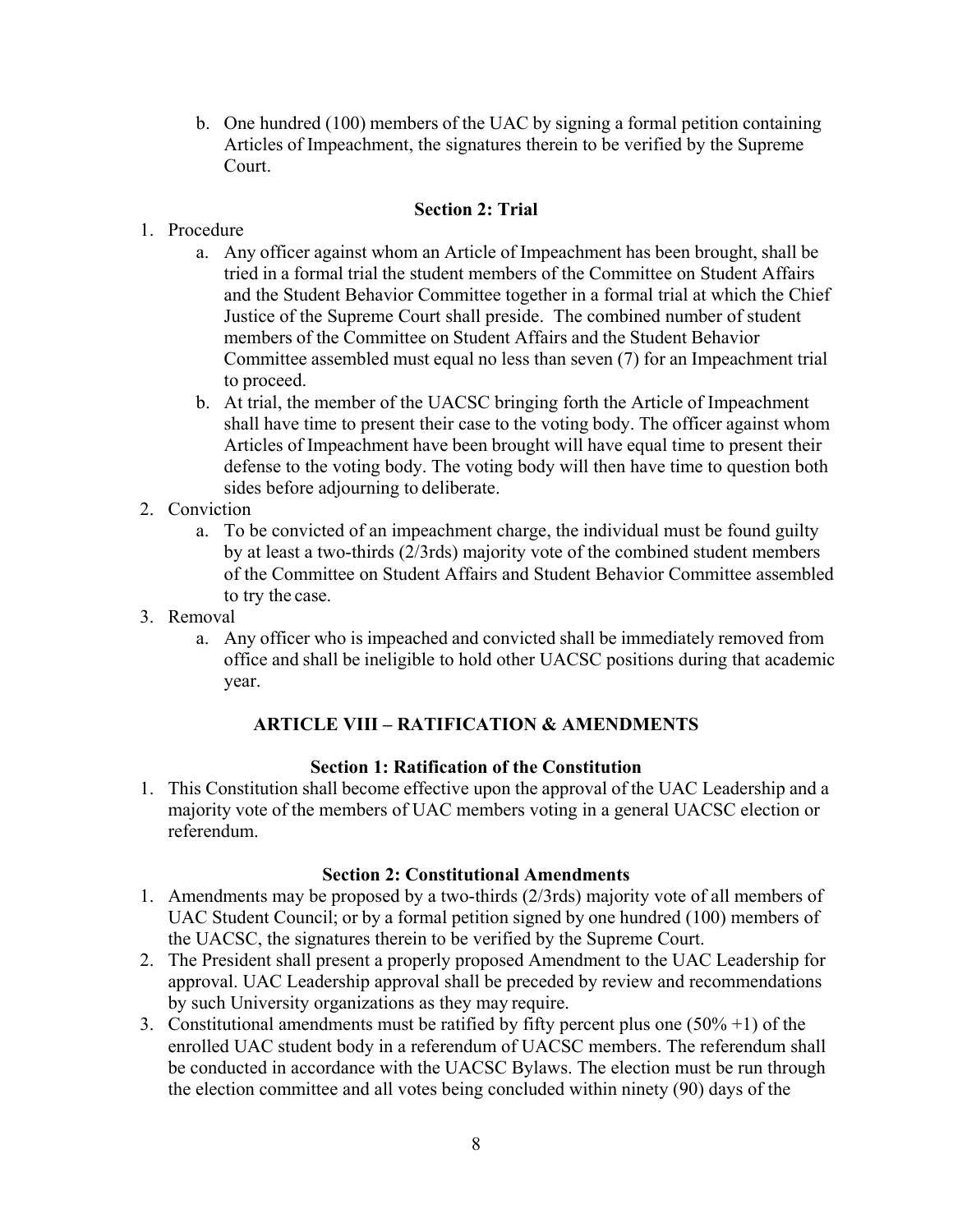b. One hundred (100) members of the UAC by signing a formal petition containing Articles of Impeachment, the signatures therein to be verified by the Supreme Court.

### Section 2: Trial

1. Procedure
   a. Any officer against whom an Article of Impeachment has been brought, shall be tried in a formal trial the student members of the Committee on Student Affairs and the Student Behavior Committee together in a formal trial at which the Chief Justice of the Supreme Court shall preside. The combined number of student members of the Committee on Student Affairs and the Student Behavior Committee assembled must equal no less than seven (7) for an Impeachment trial to proceed.
   b. At trial, the member of the UACSC bringing forth the Article of Impeachment shall have time to present their case to the voting body. The officer against whom Articles of Impeachment have been brought will have equal time to present their defense to the voting body. The voting body will then have time to question both sides before adjourning to deliberate.
2. Conviction
   a. To be convicted of an impeachment charge, the individual must be found guilty by at least a two-thirds (2/3rds) majority vote of the combined student members of the Committee on Student Affairs and Student Behavior Committee assembled to try the case.
3. Removal
   a. Any officer who is impeached and convicted shall be immediately removed from office and shall be ineligible to hold other UACSC positions during that academic year.

## ARTICLE VIII – RATIFICATION & AMENDMENTS

### Section 1: Ratification of the Constitution

1. This Constitution shall become effective upon the approval of the UAC Leadership and a majority vote of the members of UAC members voting in a general UACSC election or referendum.

### Section 2: Constitutional Amendments

1. Amendments may be proposed by a two-thirds (2/3rds) majority vote of all members of UAC Student Council; or by a formal petition signed by one hundred (100) members of the UACSC, the signatures therein to be verified by the Supreme Court.
2. The President shall present a properly proposed Amendment to the UAC Leadership for approval. UAC Leadership approval shall be preceded by review and recommendations by such University organizations as they may require.
3. Constitutional amendments must be ratified by fifty percent plus one (50% +1) of the enrolled UAC student body in a referendum of UACSC members. The referendum shall be conducted in accordance with the UACSC Bylaws. The election must be run through the election committee and all votes being concluded within ninety (90) days of the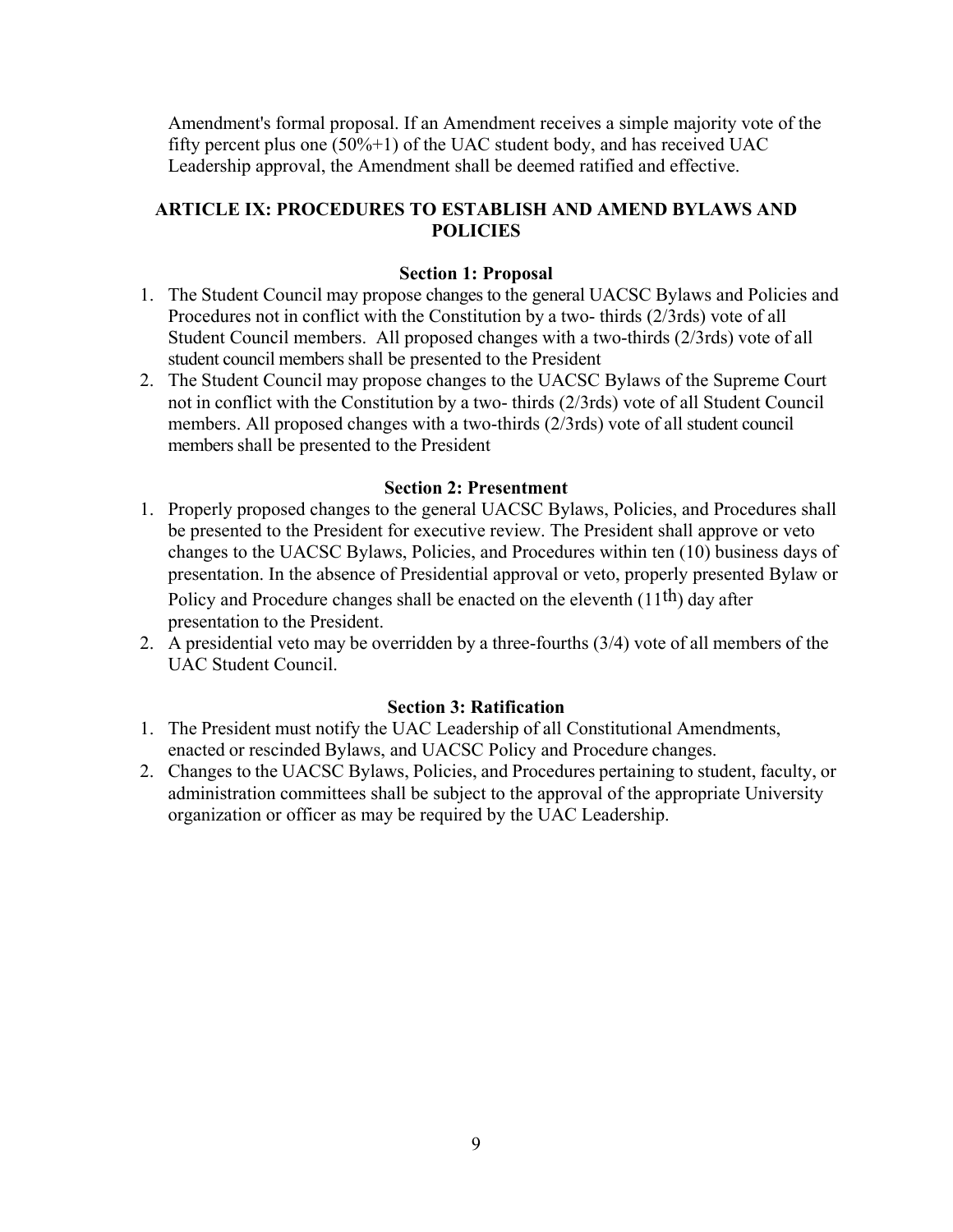Amendment's formal proposal. If an Amendment receives a simple majority vote of the fifty percent plus one (50%+1) of the UAC student body, and has received UAC Leadership approval, the Amendment shall be deemed ratified and effective.

## ARTICLE IX: PROCEDURES TO ESTABLISH AND AMEND BYLAWS AND POLICIES

### Section 1: Proposal

1. The Student Council may propose changes to the general UACSC Bylaws and Policies and Procedures not in conflict with the Constitution by a two- thirds (2/3rds) vote of all Student Council members. All proposed changes with a two-thirds (2/3rds) vote of all student council members shall be presented to the President
2. The Student Council may propose changes to the UACSC Bylaws of the Supreme Court not in conflict with the Constitution by a two- thirds (2/3rds) vote of all Student Council members. All proposed changes with a two-thirds (2/3rds) vote of all student council members shall be presented to the President

### Section 2: Presentment

1. Properly proposed changes to the general UACSC Bylaws, Policies, and Procedures shall be presented to the President for executive review. The President shall approve or veto changes to the UACSC Bylaws, Policies, and Procedures within ten (10) business days of presentation. In the absence of Presidential approval or veto, properly presented Bylaw or Policy and Procedure changes shall be enacted on the eleventh (11th) day after presentation to the President.
2. A presidential veto may be overridden by a three-fourths (3/4) vote of all members of the UAC Student Council.

### Section 3: Ratification

1. The President must notify the UAC Leadership of all Constitutional Amendments, enacted or rescinded Bylaws, and UACSC Policy and Procedure changes.
2. Changes to the UACSC Bylaws, Policies, and Procedures pertaining to student, faculty, or administration committees shall be subject to the approval of the appropriate University organization or officer as may be required by the UAC Leadership.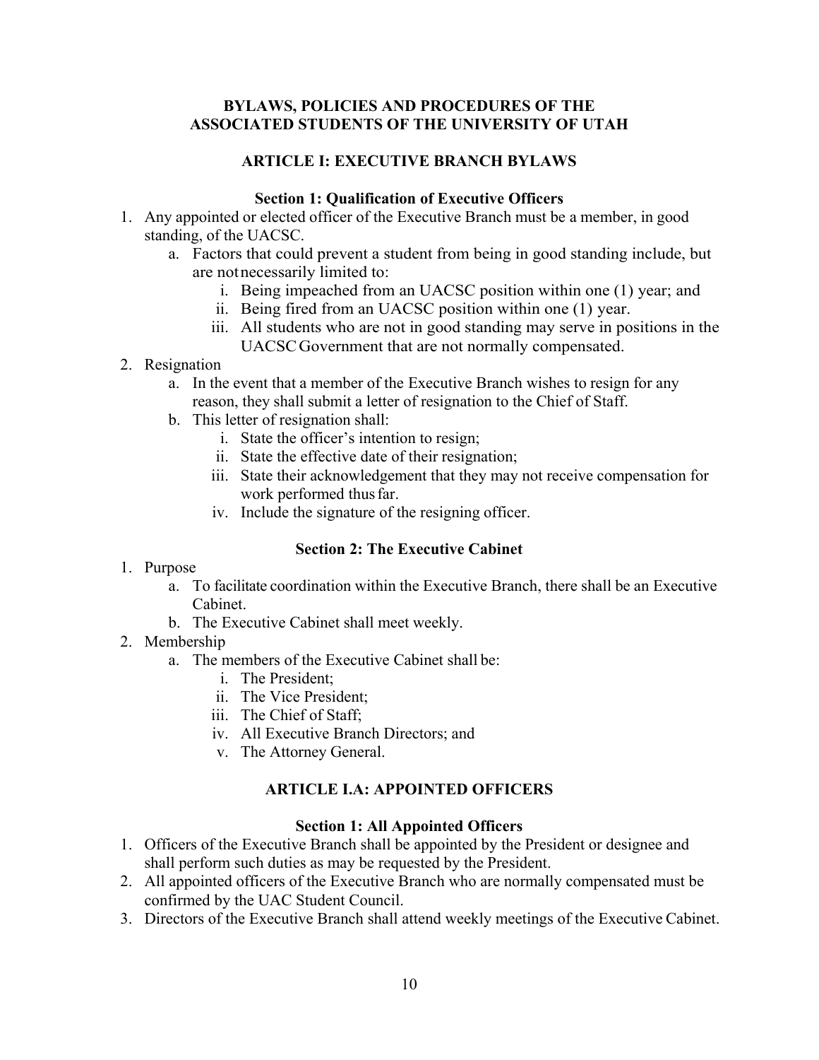# BYLAWS, POLICIES AND PROCEDURES OF THE ASSOCIATED STUDENTS OF THE UNIVERSITY OF UTAH

## ARTICLE I: EXECUTIVE BRANCH BYLAWS

### Section 1: Qualification of Executive Officers

1. Any appointed or elected officer of the Executive Branch must be a member, in good standing, of the UACSC.
    a. Factors that could prevent a student from being in good standing include, but are not necessarily limited to:
        i. Being impeached from an UACSC position within one (1) year; and
        ii. Being fired from an UACSC position within one (1) year.
        iii. All students who are not in good standing may serve in positions in the UACSC Government that are not normally compensated.
2. Resignation
    a. In the event that a member of the Executive Branch wishes to resign for any reason, they shall submit a letter of resignation to the Chief of Staff.
    b. This letter of resignation shall:
        i. State the officer's intention to resign;
        ii. State the effective date of their resignation;
        iii. State their acknowledgement that they may not receive compensation for work performed thus far.
        iv. Include the signature of the resigning officer.

### Section 2: The Executive Cabinet

1. Purpose
    a. To facilitate coordination within the Executive Branch, there shall be an Executive Cabinet.
    b. The Executive Cabinet shall meet weekly.
2. Membership
    a. The members of the Executive Cabinet shall be:
        i. The President;
        ii. The Vice President;
        iii. The Chief of Staff;
        iv. All Executive Branch Directors; and
        v. The Attorney General.

## ARTICLE I.A: APPOINTED OFFICERS

### Section 1: All Appointed Officers

1. Officers of the Executive Branch shall be appointed by the President or designee and shall perform such duties as may be requested by the President.
2. All appointed officers of the Executive Branch who are normally compensated must be confirmed by the UAC Student Council.
3. Directors of the Executive Branch shall attend weekly meetings of the Executive Cabinet.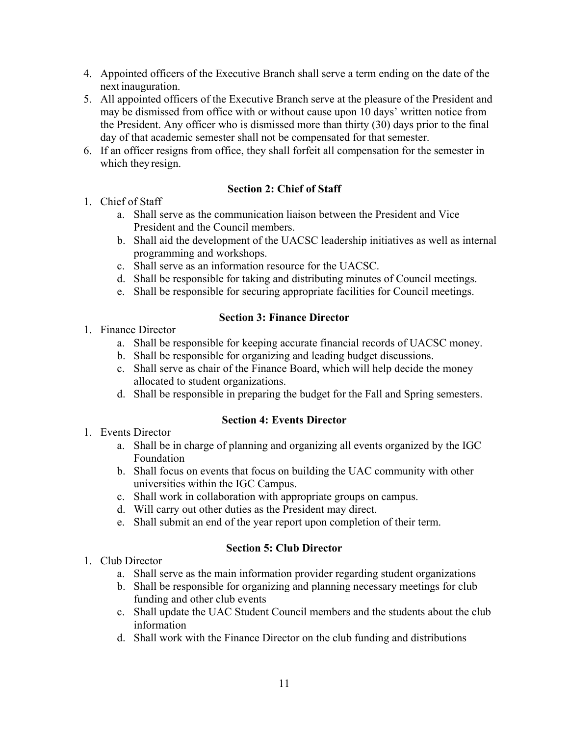4. Appointed officers of the Executive Branch shall serve a term ending on the date of the next inauguration.
5. All appointed officers of the Executive Branch serve at the pleasure of the President and may be dismissed from office with or without cause upon 10 days' written notice from the President. Any officer who is dismissed more than thirty (30) days prior to the final day of that academic semester shall not be compensated for that semester.
6. If an officer resigns from office, they shall forfeit all compensation for the semester in which they resign.

**Section 2: Chief of Staff**

1. Chief of Staff
    a. Shall serve as the communication liaison between the President and Vice President and the Council members.
    b. Shall aid the development of the UACSC leadership initiatives as well as internal programming and workshops.
    c. Shall serve as an information resource for the UACSC.
    d. Shall be responsible for taking and distributing minutes of Council meetings.
    e. Shall be responsible for securing appropriate facilities for Council meetings.

**Section 3: Finance Director**

1. Finance Director
    a. Shall be responsible for keeping accurate financial records of UACSC money.
    b. Shall be responsible for organizing and leading budget discussions.
    c. Shall serve as chair of the Finance Board, which will help decide the money allocated to student organizations.
    d. Shall be responsible in preparing the budget for the Fall and Spring semesters.

**Section 4: Events Director**

1. Events Director
    a. Shall be in charge of planning and organizing all events organized by the IGC Foundation
    b. Shall focus on events that focus on building the UAC community with other universities within the IGC Campus.
    c. Shall work in collaboration with appropriate groups on campus.
    d. Will carry out other duties as the President may direct.
    e. Shall submit an end of the year report upon completion of their term.

**Section 5: Club Director**

1. Club Director
    a. Shall serve as the main information provider regarding student organizations
    b. Shall be responsible for organizing and planning necessary meetings for club funding and other club events
    c. Shall update the UAC Student Council members and the students about the club information
    d. Shall work with the Finance Director on the club funding and distributions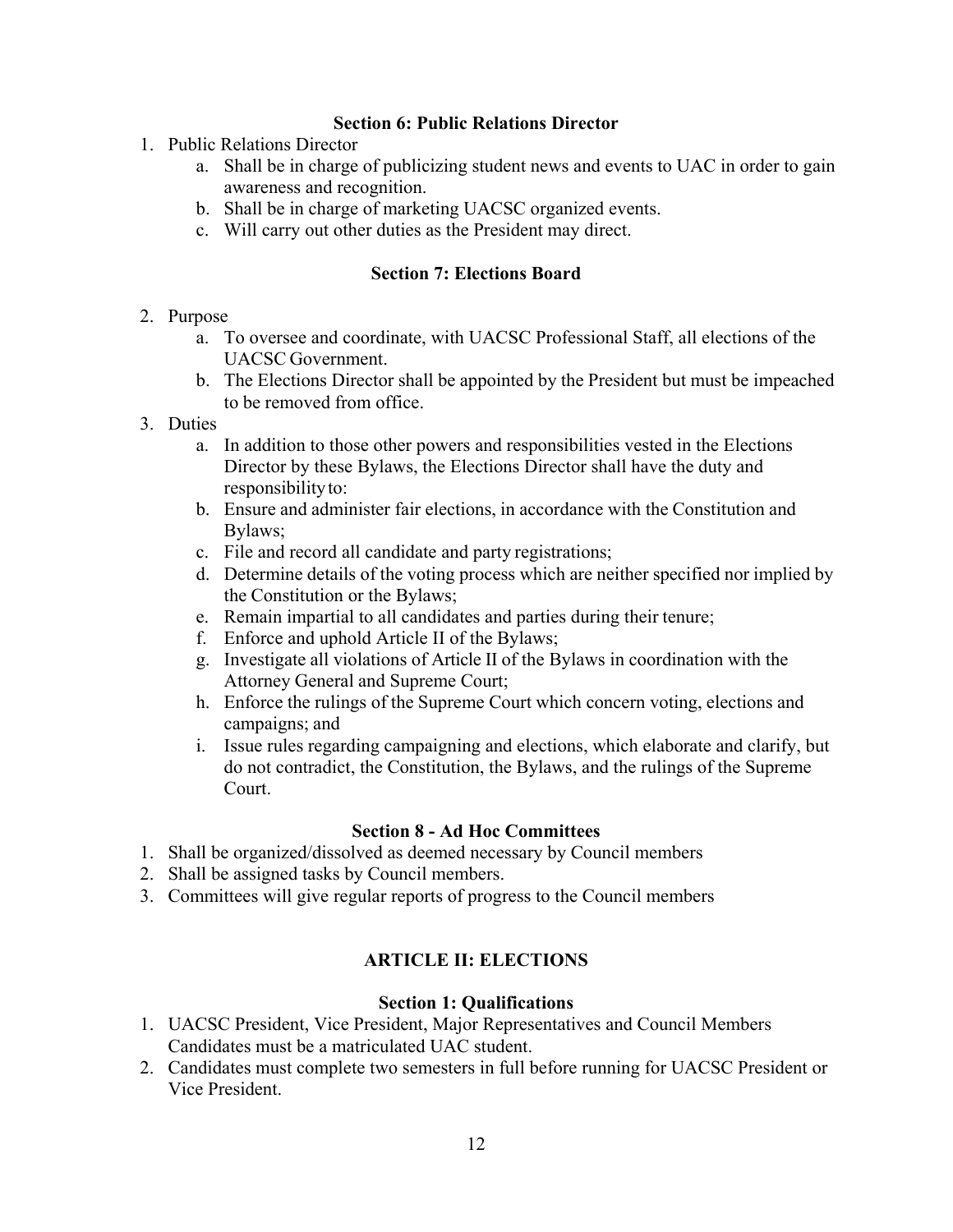### Section 6: Public Relations Director

1. Public Relations Director
    a. Shall be in charge of publicizing student news and events to UAC in order to gain awareness and recognition.
    b. Shall be in charge of marketing UACSC organized events.
    c. Will carry out other duties as the President may direct.

### Section 7: Elections Board

2. Purpose
    a. To oversee and coordinate, with UACSC Professional Staff, all elections of the UACSC Government.
    b. The Elections Director shall be appointed by the President but must be impeached to be removed from office.
3. Duties
    a. In addition to those other powers and responsibilities vested in the Elections Director by these Bylaws, the Elections Director shall have the duty and responsibility to:
    b. Ensure and administer fair elections, in accordance with the Constitution and Bylaws;
    c. File and record all candidate and party registrations;
    d. Determine details of the voting process which are neither specified nor implied by the Constitution or the Bylaws;
    e. Remain impartial to all candidates and parties during their tenure;
    f. Enforce and uphold Article II of the Bylaws;
    g. Investigate all violations of Article II of the Bylaws in coordination with the Attorney General and Supreme Court;
    h. Enforce the rulings of the Supreme Court which concern voting, elections and campaigns; and
    i. Issue rules regarding campaigning and elections, which elaborate and clarify, but do not contradict, the Constitution, the Bylaws, and the rulings of the Supreme Court.

### Section 8 - Ad Hoc Committees

1. Shall be organized/dissolved as deemed necessary by Council members
2. Shall be assigned tasks by Council members.
3. Committees will give regular reports of progress to the Council members

## ARTICLE II: ELECTIONS

### Section 1: Qualifications

1. UACSC President, Vice President, Major Representatives and Council Members Candidates must be a matriculated UAC student.
2. Candidates must complete two semesters in full before running for UACSC President or Vice President.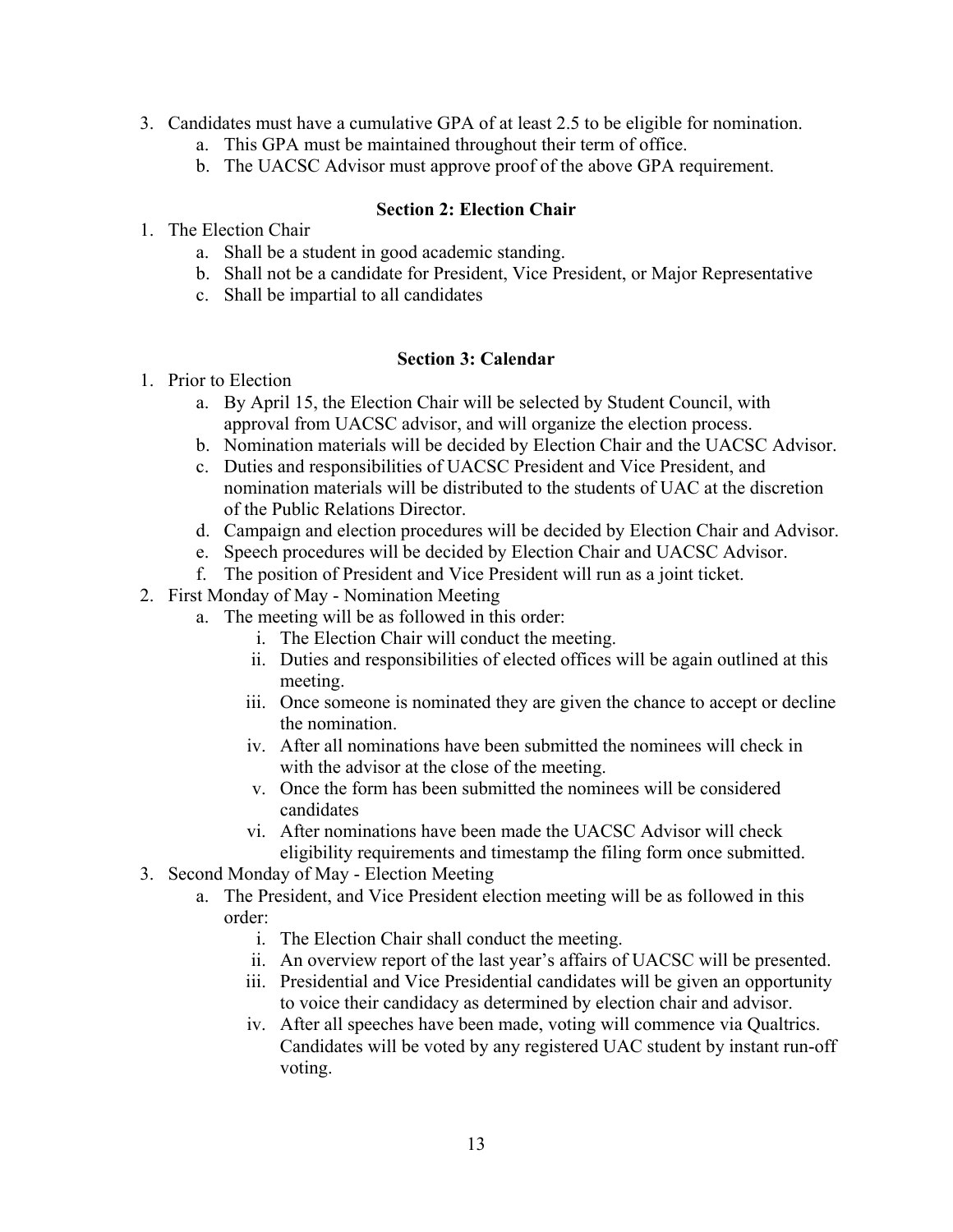3. Candidates must have a cumulative GPA of at least 2.5 to be eligible for nomination.
    a. This GPA must be maintained throughout their term of office.
    b. The UACSC Advisor must approve proof of the above GPA requirement.

**Section 2: Election Chair**

1. The Election Chair
    a. Shall be a student in good academic standing.
    b. Shall not be a candidate for President, Vice President, or Major Representative
    c. Shall be impartial to all candidates

**Section 3: Calendar**

1. Prior to Election
    a. By April 15, the Election Chair will be selected by Student Council, with approval from UACSC advisor, and will organize the election process.
    b. Nomination materials will be decided by Election Chair and the UACSC Advisor.
    c. Duties and responsibilities of UACSC President and Vice President, and nomination materials will be distributed to the students of UAC at the discretion of the Public Relations Director.
    d. Campaign and election procedures will be decided by Election Chair and Advisor.
    e. Speech procedures will be decided by Election Chair and UACSC Advisor.
    f. The position of President and Vice President will run as a joint ticket.
2. First Monday of May - Nomination Meeting
    a. The meeting will be as followed in this order:
        i. The Election Chair will conduct the meeting.
        ii. Duties and responsibilities of elected offices will be again outlined at this meeting.
        iii. Once someone is nominated they are given the chance to accept or decline the nomination.
        iv. After all nominations have been submitted the nominees will check in with the advisor at the close of the meeting.
        v. Once the form has been submitted the nominees will be considered candidates
        vi. After nominations have been made the UACSC Advisor will check eligibility requirements and timestamp the filing form once submitted.
3. Second Monday of May - Election Meeting
    a. The President, and Vice President election meeting will be as followed in this order:
        i. The Election Chair shall conduct the meeting.
        ii. An overview report of the last year's affairs of UACSC will be presented.
        iii. Presidential and Vice Presidential candidates will be given an opportunity to voice their candidacy as determined by election chair and advisor.
        iv. After all speeches have been made, voting will commence via Qualtrics. Candidates will be voted by any registered UAC student by instant run-off voting.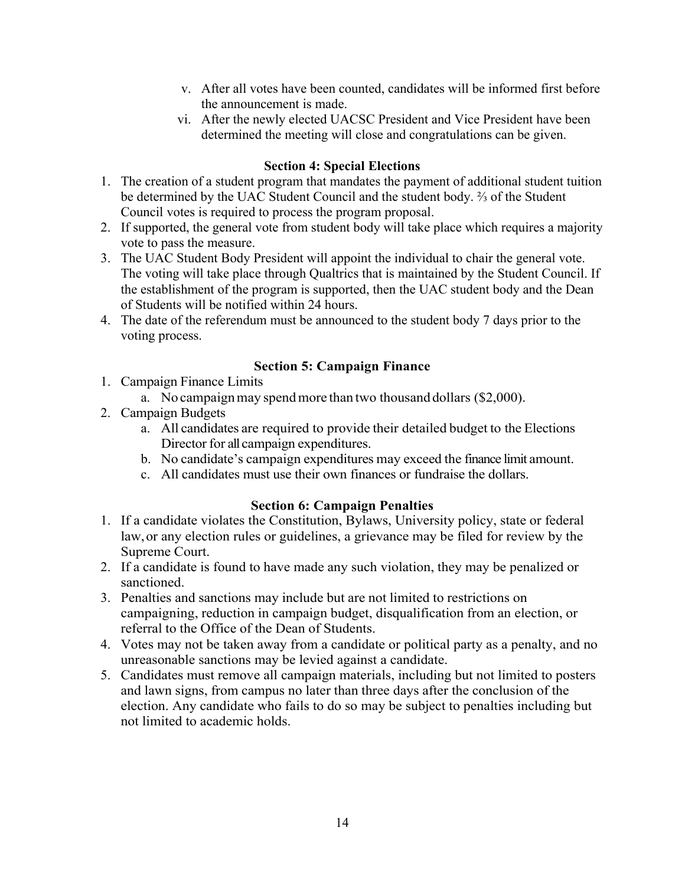v. After all votes have been counted, candidates will be informed first before the announcement is made.

vi. After the newly elected UACSC President and Vice President have been determined the meeting will close and congratulations can be given.

### Section 4: Special Elections

1. The creation of a student program that mandates the payment of additional student tuition be determined by the UAC Student Council and the student body. ⅔ of the Student Council votes is required to process the program proposal.
2. If supported, the general vote from student body will take place which requires a majority vote to pass the measure.
3. The UAC Student Body President will appoint the individual to chair the general vote. The voting will take place through Qualtrics that is maintained by the Student Council. If the establishment of the program is supported, then the UAC student body and the Dean of Students will be notified within 24 hours.
4. The date of the referendum must be announced to the student body 7 days prior to the voting process.

### Section 5: Campaign Finance

1. Campaign Finance Limits
    a. No campaign may spend more than two thousand dollars ($2,000).
2. Campaign Budgets
    a. All candidates are required to provide their detailed budget to the Elections Director for all campaign expenditures.
    b. No candidate's campaign expenditures may exceed the finance limit amount.
    c. All candidates must use their own finances or fundraise the dollars.

### Section 6: Campaign Penalties

1. If a candidate violates the Constitution, Bylaws, University policy, state or federal law, or any election rules or guidelines, a grievance may be filed for review by the Supreme Court.
2. If a candidate is found to have made any such violation, they may be penalized or sanctioned.
3. Penalties and sanctions may include but are not limited to restrictions on campaigning, reduction in campaign budget, disqualification from an election, or referral to the Office of the Dean of Students.
4. Votes may not be taken away from a candidate or political party as a penalty, and no unreasonable sanctions may be levied against a candidate.
5. Candidates must remove all campaign materials, including but not limited to posters and lawn signs, from campus no later than three days after the conclusion of the election. Any candidate who fails to do so may be subject to penalties including but not limited to academic holds.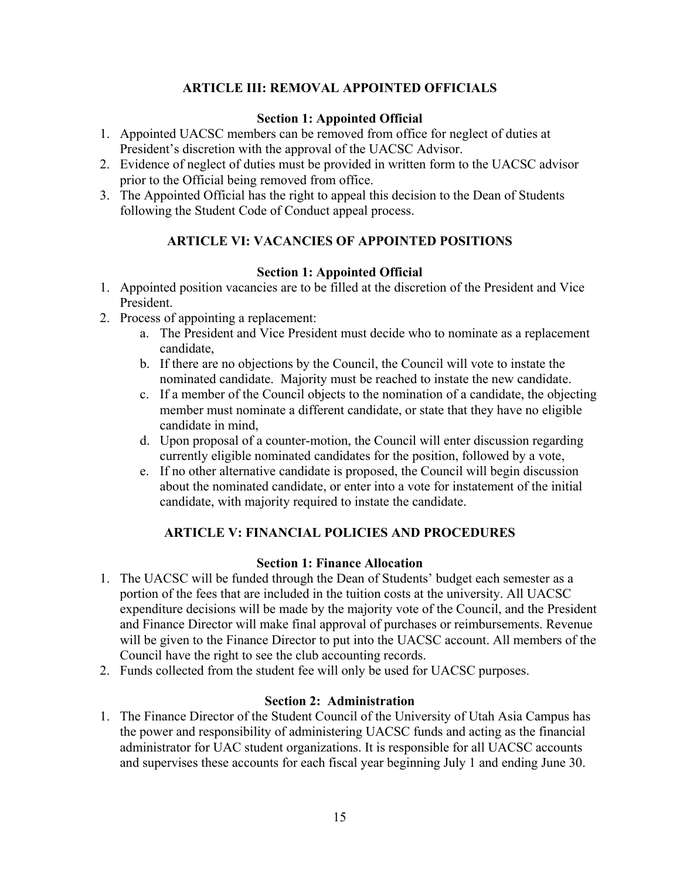## ARTICLE III: REMOVAL APPOINTED OFFICIALS

### Section 1: Appointed Official

1. Appointed UACSC members can be removed from office for neglect of duties at President's discretion with the approval of the UACSC Advisor.
2. Evidence of neglect of duties must be provided in written form to the UACSC advisor prior to the Official being removed from office.
3. The Appointed Official has the right to appeal this decision to the Dean of Students following the Student Code of Conduct appeal process.

## ARTICLE VI: VACANCIES OF APPOINTED POSITIONS

### Section 1: Appointed Official

1. Appointed position vacancies are to be filled at the discretion of the President and Vice President.
2. Process of appointing a replacement:
   a. The President and Vice President must decide who to nominate as a replacement candidate,
   b. If there are no objections by the Council, the Council will vote to instate the nominated candidate. Majority must be reached to instate the new candidate.
   c. If a member of the Council objects to the nomination of a candidate, the objecting member must nominate a different candidate, or state that they have no eligible candidate in mind,
   d. Upon proposal of a counter-motion, the Council will enter discussion regarding currently eligible nominated candidates for the position, followed by a vote,
   e. If no other alternative candidate is proposed, the Council will begin discussion about the nominated candidate, or enter into a vote for instatement of the initial candidate, with majority required to instate the candidate.

## ARTICLE V: FINANCIAL POLICIES AND PROCEDURES

### Section 1: Finance Allocation

1. The UACSC will be funded through the Dean of Students' budget each semester as a portion of the fees that are included in the tuition costs at the university. All UACSC expenditure decisions will be made by the majority vote of the Council, and the President and Finance Director will make final approval of purchases or reimbursements. Revenue will be given to the Finance Director to put into the UACSC account. All members of the Council have the right to see the club accounting records.
2. Funds collected from the student fee will only be used for UACSC purposes.

### Section 2: Administration

1. The Finance Director of the Student Council of the University of Utah Asia Campus has the power and responsibility of administering UACSC funds and acting as the financial administrator for UAC student organizations. It is responsible for all UACSC accounts and supervises these accounts for each fiscal year beginning July 1 and ending June 30.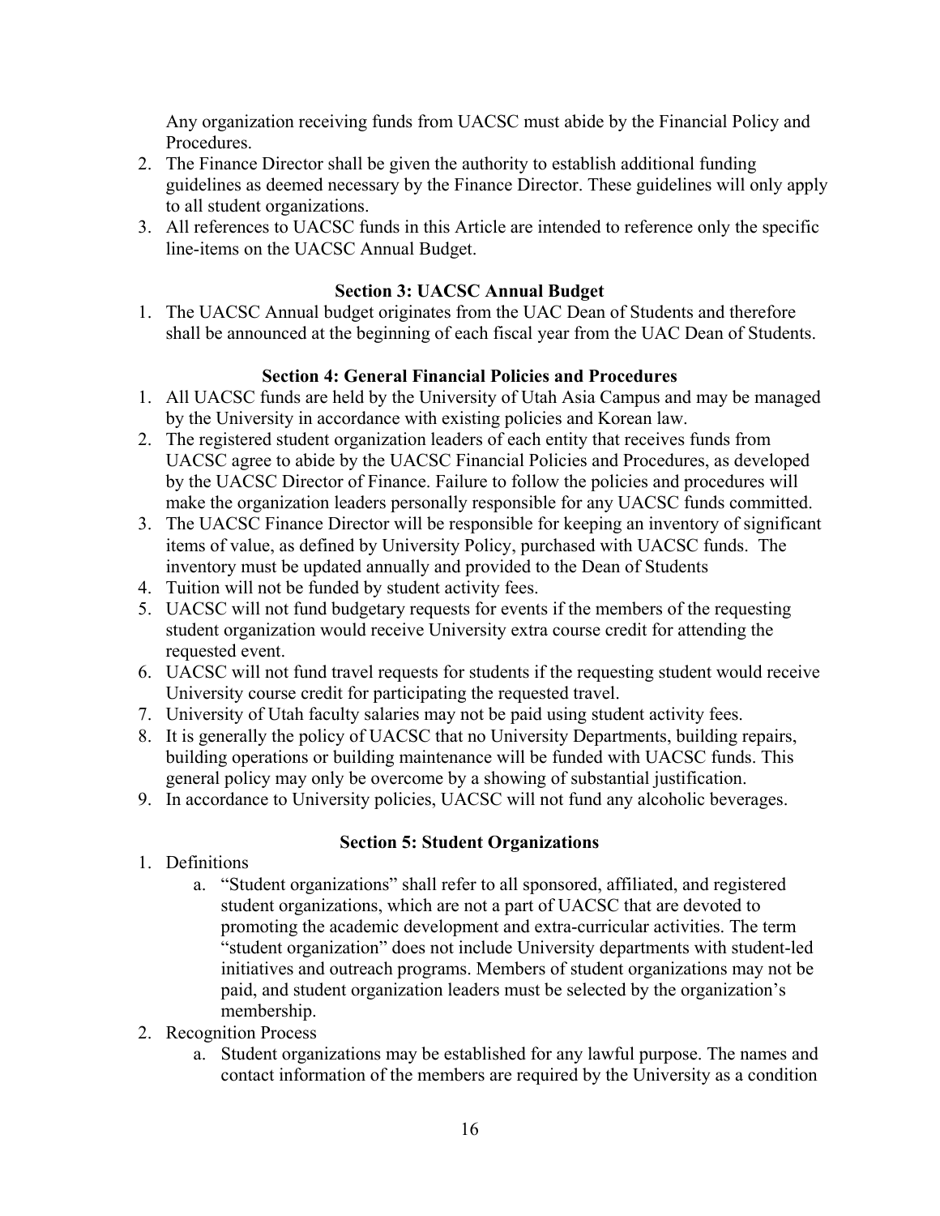Any organization receiving funds from UACSC must abide by the Financial Policy and Procedures.

2. The Finance Director shall be given the authority to establish additional funding guidelines as deemed necessary by the Finance Director. These guidelines will only apply to all student organizations.
3. All references to UACSC funds in this Article are intended to reference only the specific line-items on the UACSC Annual Budget.

### Section 3: UACSC Annual Budget

1. The UACSC Annual budget originates from the UAC Dean of Students and therefore shall be announced at the beginning of each fiscal year from the UAC Dean of Students.

### Section 4: General Financial Policies and Procedures

1. All UACSC funds are held by the University of Utah Asia Campus and may be managed by the University in accordance with existing policies and Korean law.
2. The registered student organization leaders of each entity that receives funds from UACSC agree to abide by the UACSC Financial Policies and Procedures, as developed by the UACSC Director of Finance. Failure to follow the policies and procedures will make the organization leaders personally responsible for any UACSC funds committed.
3. The UACSC Finance Director will be responsible for keeping an inventory of significant items of value, as defined by University Policy, purchased with UACSC funds. The inventory must be updated annually and provided to the Dean of Students
4. Tuition will not be funded by student activity fees.
5. UACSC will not fund budgetary requests for events if the members of the requesting student organization would receive University extra course credit for attending the requested event.
6. UACSC will not fund travel requests for students if the requesting student would receive University course credit for participating the requested travel.
7. University of Utah faculty salaries may not be paid using student activity fees.
8. It is generally the policy of UACSC that no University Departments, building repairs, building operations or building maintenance will be funded with UACSC funds. This general policy may only be overcome by a showing of substantial justification.
9. In accordance to University policies, UACSC will not fund any alcoholic beverages.

### Section 5: Student Organizations

1. Definitions
   a. "Student organizations" shall refer to all sponsored, affiliated, and registered student organizations, which are not a part of UACSC that are devoted to promoting the academic development and extra-curricular activities. The term "student organization" does not include University departments with student-led initiatives and outreach programs. Members of student organizations may not be paid, and student organization leaders must be selected by the organization's membership.
2. Recognition Process
   a. Student organizations may be established for any lawful purpose. The names and contact information of the members are required by the University as a condition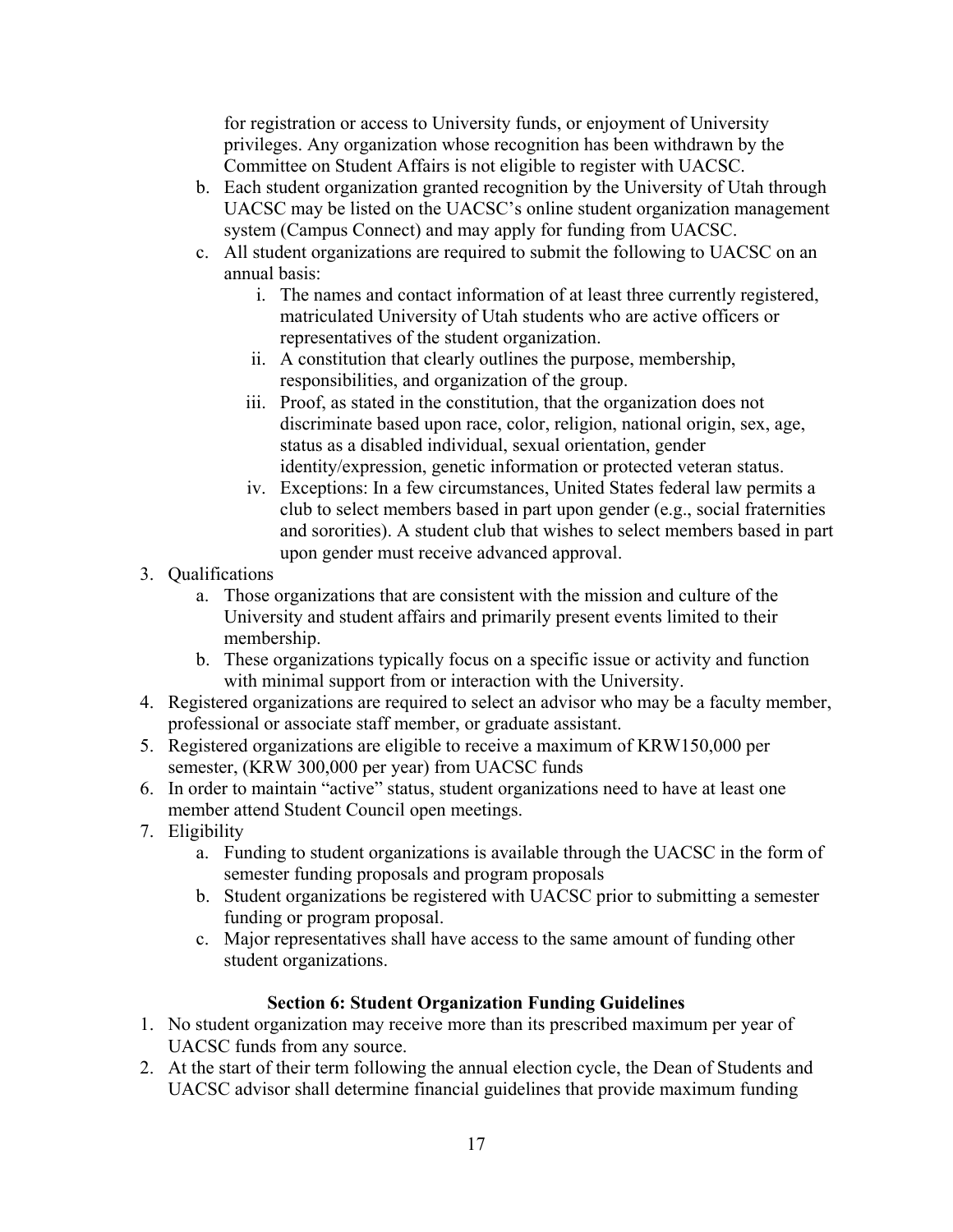for registration or access to University funds, or enjoyment of University privileges. Any organization whose recognition has been withdrawn by the Committee on Student Affairs is not eligible to register with UACSC.

   b. Each student organization granted recognition by the University of Utah through UACSC may be listed on the UACSC's online student organization management system (Campus Connect) and may apply for funding from UACSC.
   c. All student organizations are required to submit the following to UACSC on an annual basis:
      i. The names and contact information of at least three currently registered, matriculated University of Utah students who are active officers or representatives of the student organization.
      ii. A constitution that clearly outlines the purpose, membership, responsibilities, and organization of the group.
      iii. Proof, as stated in the constitution, that the organization does not discriminate based upon race, color, religion, national origin, sex, age, status as a disabled individual, sexual orientation, gender identity/expression, genetic information or protected veteran status.
      iv. Exceptions: In a few circumstances, United States federal law permits a club to select members based in part upon gender (e.g., social fraternities and sororities). A student club that wishes to select members based in part upon gender must receive advanced approval.
3. Qualifications
   a. Those organizations that are consistent with the mission and culture of the University and student affairs and primarily present events limited to their membership.
   b. These organizations typically focus on a specific issue or activity and function with minimal support from or interaction with the University.
4. Registered organizations are required to select an advisor who may be a faculty member, professional or associate staff member, or graduate assistant.
5. Registered organizations are eligible to receive a maximum of KRW150,000 per semester, (KRW 300,000 per year) from UACSC funds
6. In order to maintain "active" status, student organizations need to have at least one member attend Student Council open meetings.
7. Eligibility
   a. Funding to student organizations is available through the UACSC in the form of semester funding proposals and program proposals
   b. Student organizations be registered with UACSC prior to submitting a semester funding or program proposal.
   c. Major representatives shall have access to the same amount of funding other student organizations.

**Section 6: Student Organization Funding Guidelines**

1. No student organization may receive more than its prescribed maximum per year of UACSC funds from any source.
2. At the start of their term following the annual election cycle, the Dean of Students and UACSC advisor shall determine financial guidelines that provide maximum funding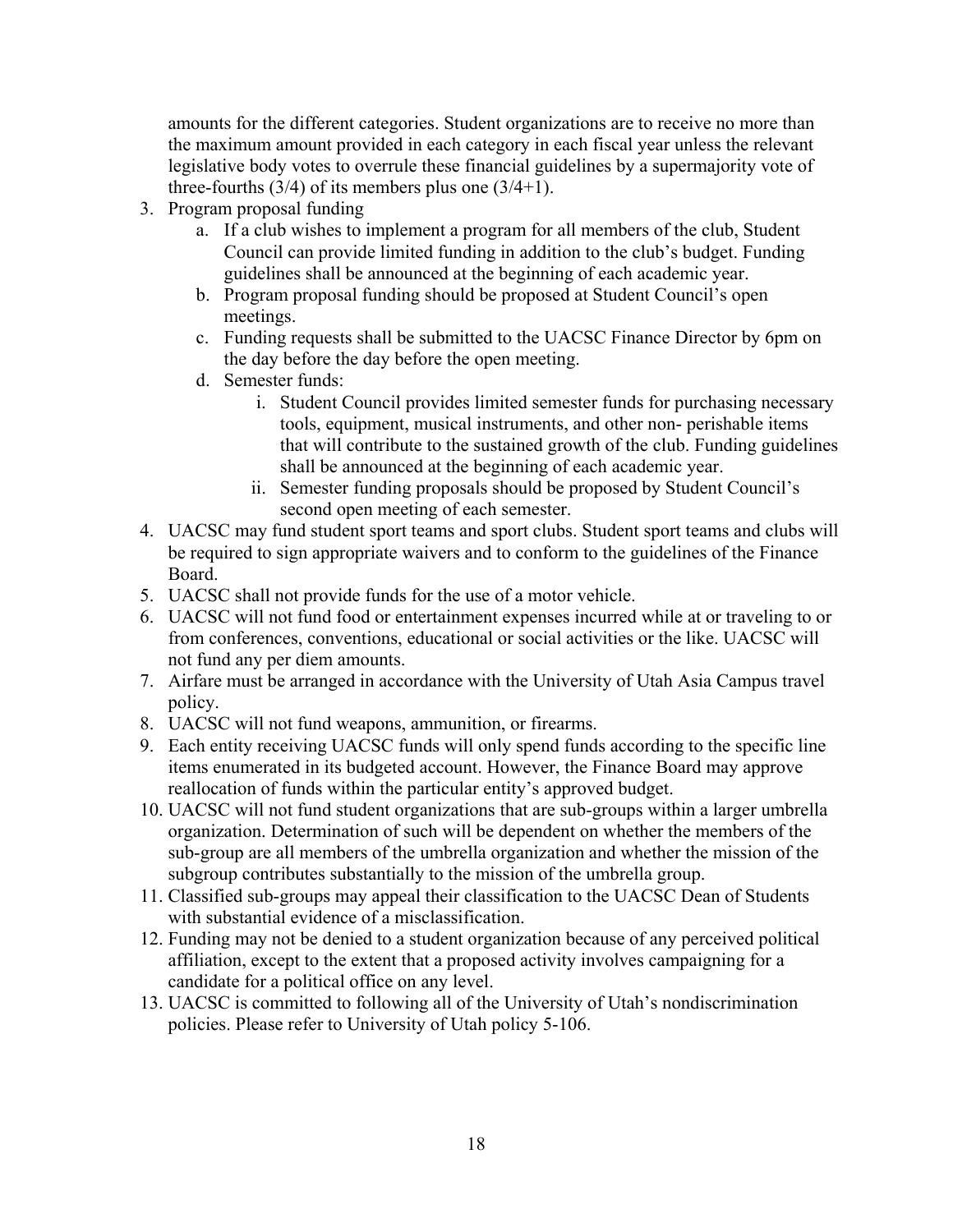amounts for the different categories. Student organizations are to receive no more than the maximum amount provided in each category in each fiscal year unless the relevant legislative body votes to overrule these financial guidelines by a supermajority vote of three-fourths (3/4) of its members plus one (3/4+1).

3. Program proposal funding
   a. If a club wishes to implement a program for all members of the club, Student Council can provide limited funding in addition to the club's budget. Funding guidelines shall be announced at the beginning of each academic year.
   b. Program proposal funding should be proposed at Student Council's open meetings.
   c. Funding requests shall be submitted to the UACSC Finance Director by 6pm on the day before the day before the open meeting.
   d. Semester funds:
      i. Student Council provides limited semester funds for purchasing necessary tools, equipment, musical instruments, and other non- perishable items that will contribute to the sustained growth of the club. Funding guidelines shall be announced at the beginning of each academic year.
      ii. Semester funding proposals should be proposed by Student Council's second open meeting of each semester.
4. UACSC may fund student sport teams and sport clubs. Student sport teams and clubs will be required to sign appropriate waivers and to conform to the guidelines of the Finance Board.
5. UACSC shall not provide funds for the use of a motor vehicle.
6. UACSC will not fund food or entertainment expenses incurred while at or traveling to or from conferences, conventions, educational or social activities or the like. UACSC will not fund any per diem amounts.
7. Airfare must be arranged in accordance with the University of Utah Asia Campus travel policy.
8. UACSC will not fund weapons, ammunition, or firearms.
9. Each entity receiving UACSC funds will only spend funds according to the specific line items enumerated in its budgeted account. However, the Finance Board may approve reallocation of funds within the particular entity's approved budget.
10. UACSC will not fund student organizations that are sub-groups within a larger umbrella organization. Determination of such will be dependent on whether the members of the sub-group are all members of the umbrella organization and whether the mission of the subgroup contributes substantially to the mission of the umbrella group.
11. Classified sub-groups may appeal their classification to the UACSC Dean of Students with substantial evidence of a misclassification.
12. Funding may not be denied to a student organization because of any perceived political affiliation, except to the extent that a proposed activity involves campaigning for a candidate for a political office on any level.
13. UACSC is committed to following all of the University of Utah's nondiscrimination policies. Please refer to University of Utah policy 5-106.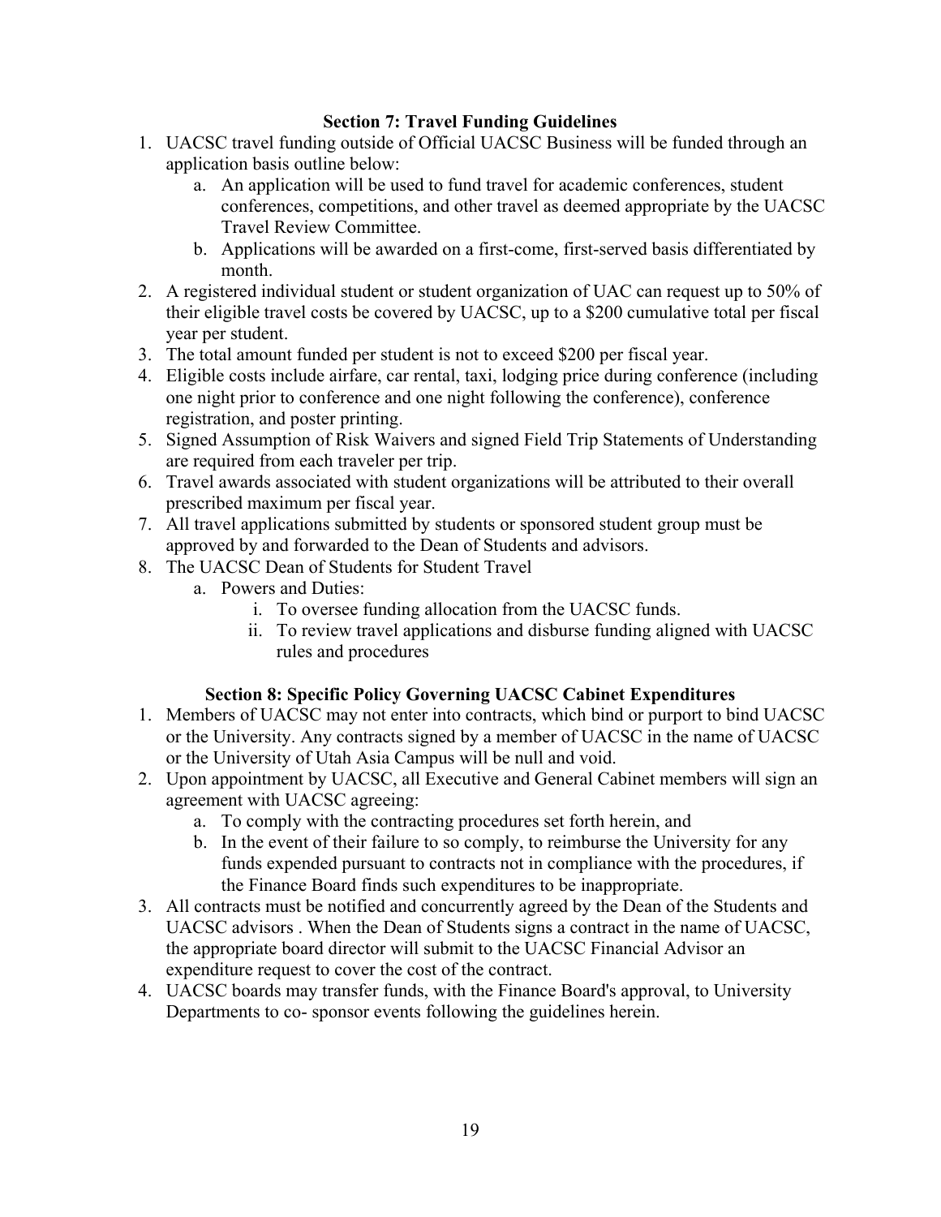## Section 7: Travel Funding Guidelines

1. UACSC travel funding outside of Official UACSC Business will be funded through an application basis outline below:
   a. An application will be used to fund travel for academic conferences, student conferences, competitions, and other travel as deemed appropriate by the UACSC Travel Review Committee.
   b. Applications will be awarded on a first-come, first-served basis differentiated by month.
2. A registered individual student or student organization of UAC can request up to 50% of their eligible travel costs be covered by UACSC, up to a $200 cumulative total per fiscal year per student.
3. The total amount funded per student is not to exceed $200 per fiscal year.
4. Eligible costs include airfare, car rental, taxi, lodging price during conference (including one night prior to conference and one night following the conference), conference registration, and poster printing.
5. Signed Assumption of Risk Waivers and signed Field Trip Statements of Understanding are required from each traveler per trip.
6. Travel awards associated with student organizations will be attributed to their overall prescribed maximum per fiscal year.
7. All travel applications submitted by students or sponsored student group must be approved by and forwarded to the Dean of Students and advisors.
8. The UACSC Dean of Students for Student Travel
   a. Powers and Duties:
      i. To oversee funding allocation from the UACSC funds.
      ii. To review travel applications and disburse funding aligned with UACSC rules and procedures

## Section 8: Specific Policy Governing UACSC Cabinet Expenditures

1. Members of UACSC may not enter into contracts, which bind or purport to bind UACSC or the University. Any contracts signed by a member of UACSC in the name of UACSC or the University of Utah Asia Campus will be null and void.
2. Upon appointment by UACSC, all Executive and General Cabinet members will sign an agreement with UACSC agreeing:
   a. To comply with the contracting procedures set forth herein, and
   b. In the event of their failure to so comply, to reimburse the University for any funds expended pursuant to contracts not in compliance with the procedures, if the Finance Board finds such expenditures to be inappropriate.
3. All contracts must be notified and concurrently agreed by the Dean of the Students and UACSC advisors . When the Dean of Students signs a contract in the name of UACSC, the appropriate board director will submit to the UACSC Financial Advisor an expenditure request to cover the cost of the contract.
4. UACSC boards may transfer funds, with the Finance Board's approval, to University Departments to co- sponsor events following the guidelines herein.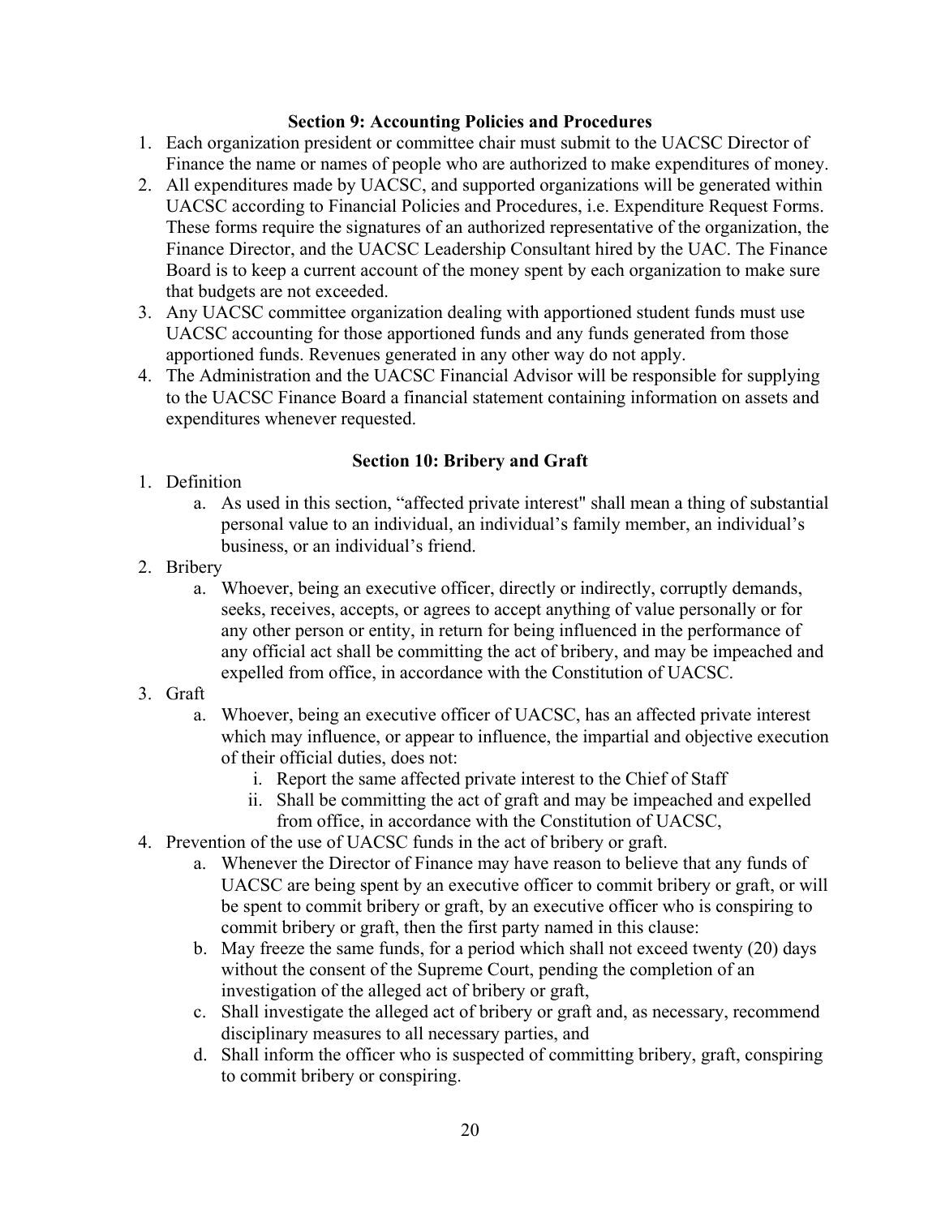### Section 9: Accounting Policies and Procedures

1. Each organization president or committee chair must submit to the UACSC Director of Finance the name or names of people who are authorized to make expenditures of money.
2. All expenditures made by UACSC, and supported organizations will be generated within UACSC according to Financial Policies and Procedures, i.e. Expenditure Request Forms. These forms require the signatures of an authorized representative of the organization, the Finance Director, and the UACSC Leadership Consultant hired by the UAC. The Finance Board is to keep a current account of the money spent by each organization to make sure that budgets are not exceeded.
3. Any UACSC committee organization dealing with apportioned student funds must use UACSC accounting for those apportioned funds and any funds generated from those apportioned funds. Revenues generated in any other way do not apply.
4. The Administration and the UACSC Financial Advisor will be responsible for supplying to the UACSC Finance Board a financial statement containing information on assets and expenditures whenever requested.

### Section 10: Bribery and Graft

1. Definition
   a. As used in this section, “affected private interest" shall mean a thing of substantial personal value to an individual, an individual’s family member, an individual’s business, or an individual’s friend.
2. Bribery
   a. Whoever, being an executive officer, directly or indirectly, corruptly demands, seeks, receives, accepts, or agrees to accept anything of value personally or for any other person or entity, in return for being influenced in the performance of any official act shall be committing the act of bribery, and may be impeached and expelled from office, in accordance with the Constitution of UACSC.
3. Graft
   a. Whoever, being an executive officer of UACSC, has an affected private interest which may influence, or appear to influence, the impartial and objective execution of their official duties, does not:
      i. Report the same affected private interest to the Chief of Staff
      ii. Shall be committing the act of graft and may be impeached and expelled from office, in accordance with the Constitution of UACSC,
4. Prevention of the use of UACSC funds in the act of bribery or graft.
   a. Whenever the Director of Finance may have reason to believe that any funds of UACSC are being spent by an executive officer to commit bribery or graft, or will be spent to commit bribery or graft, by an executive officer who is conspiring to commit bribery or graft, then the first party named in this clause:
   b. May freeze the same funds, for a period which shall not exceed twenty (20) days without the consent of the Supreme Court, pending the completion of an investigation of the alleged act of bribery or graft,
   c. Shall investigate the alleged act of bribery or graft and, as necessary, recommend disciplinary measures to all necessary parties, and
   d. Shall inform the officer who is suspected of committing bribery, graft, conspiring to commit bribery or conspiring.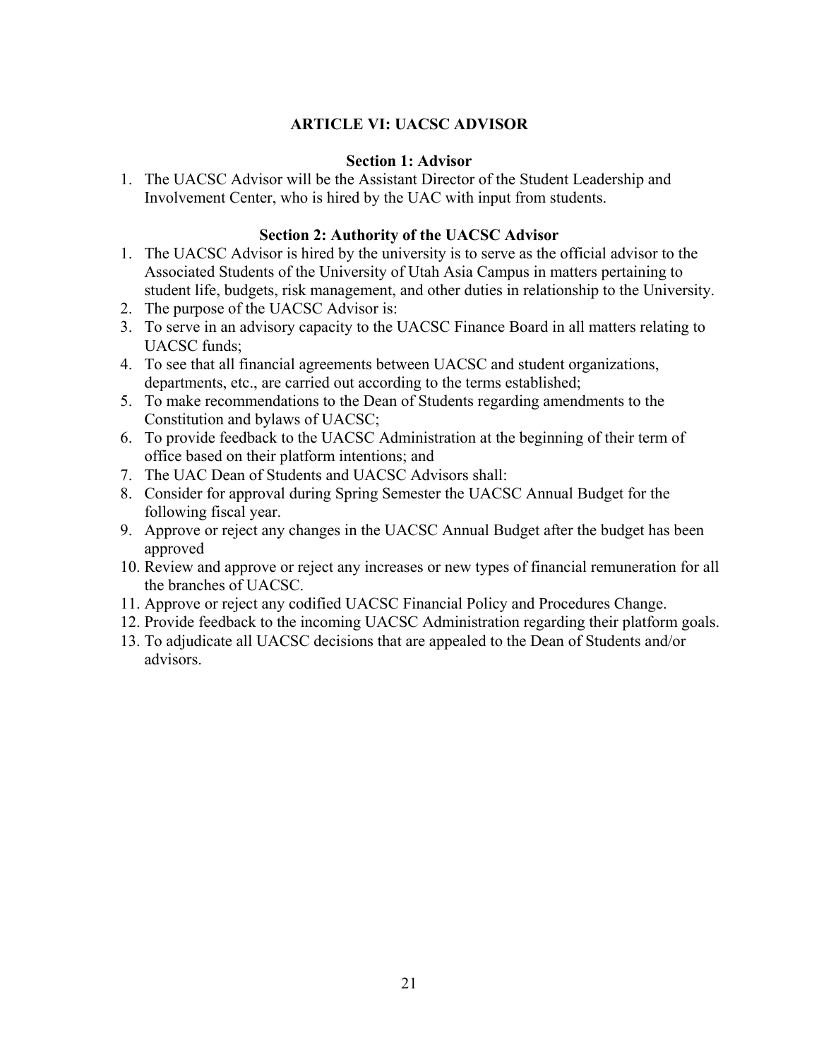## ARTICLE VI: UACSC ADVISOR

### Section 1: Advisor

1. The UACSC Advisor will be the Assistant Director of the Student Leadership and Involvement Center, who is hired by the UAC with input from students.

### Section 2: Authority of the UACSC Advisor

1. The UACSC Advisor is hired by the university is to serve as the official advisor to the Associated Students of the University of Utah Asia Campus in matters pertaining to student life, budgets, risk management, and other duties in relationship to the University.
2. The purpose of the UACSC Advisor is:
3. To serve in an advisory capacity to the UACSC Finance Board in all matters relating to UACSC funds;
4. To see that all financial agreements between UACSC and student organizations, departments, etc., are carried out according to the terms established;
5. To make recommendations to the Dean of Students regarding amendments to the Constitution and bylaws of UACSC;
6. To provide feedback to the UACSC Administration at the beginning of their term of office based on their platform intentions; and
7. The UAC Dean of Students and UACSC Advisors shall:
8. Consider for approval during Spring Semester the UACSC Annual Budget for the following fiscal year.
9. Approve or reject any changes in the UACSC Annual Budget after the budget has been approved
10. Review and approve or reject any increases or new types of financial remuneration for all the branches of UACSC.
11. Approve or reject any codified UACSC Financial Policy and Procedures Change.
12. Provide feedback to the incoming UACSC Administration regarding their platform goals.
13. To adjudicate all UACSC decisions that are appealed to the Dean of Students and/or advisors.